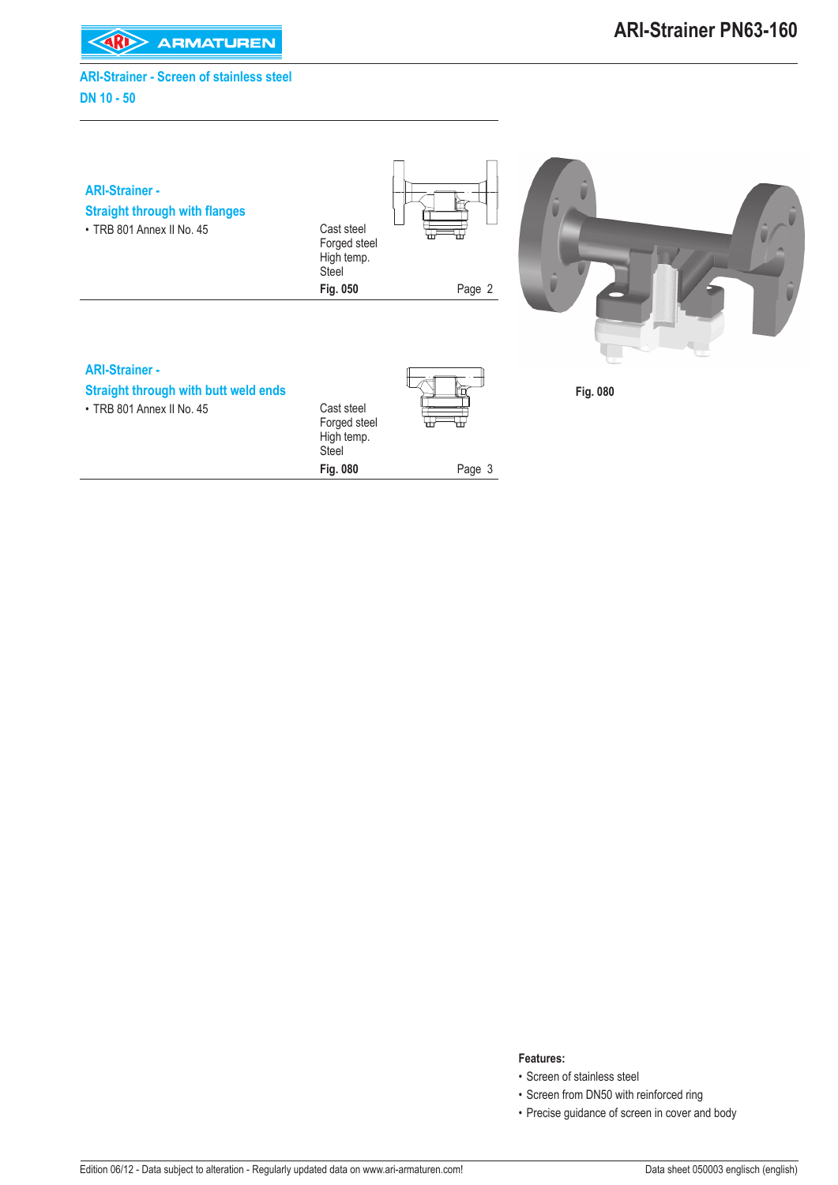# ARI-Strainer PN63-160

## ARI-Strainer - Screen of stainless steel
## DN 10 - 50

### ARI-Strainer - Straight through with flanges

- TRB 801 Annex II No. 45

Cast steel
Forged steel
High temp.
Steel

**Fig. 050** Page 2

### ARI-Strainer - Straight through with butt weld ends

- TRB 801 Annex II No. 45

Cast steel
Forged steel
High temp.
Steel

**Fig. 080** Page 3

**Fig. 080**

**Features:**

- Screen of stainless steel
- Screen from DN50 with reinforced ring
- Precise guidance of screen in cover and body

Edition 06/12 - Data subject to alteration - Regularly updated data on www.ari-armaturen.com!

Data sheet 050003 englisch (english)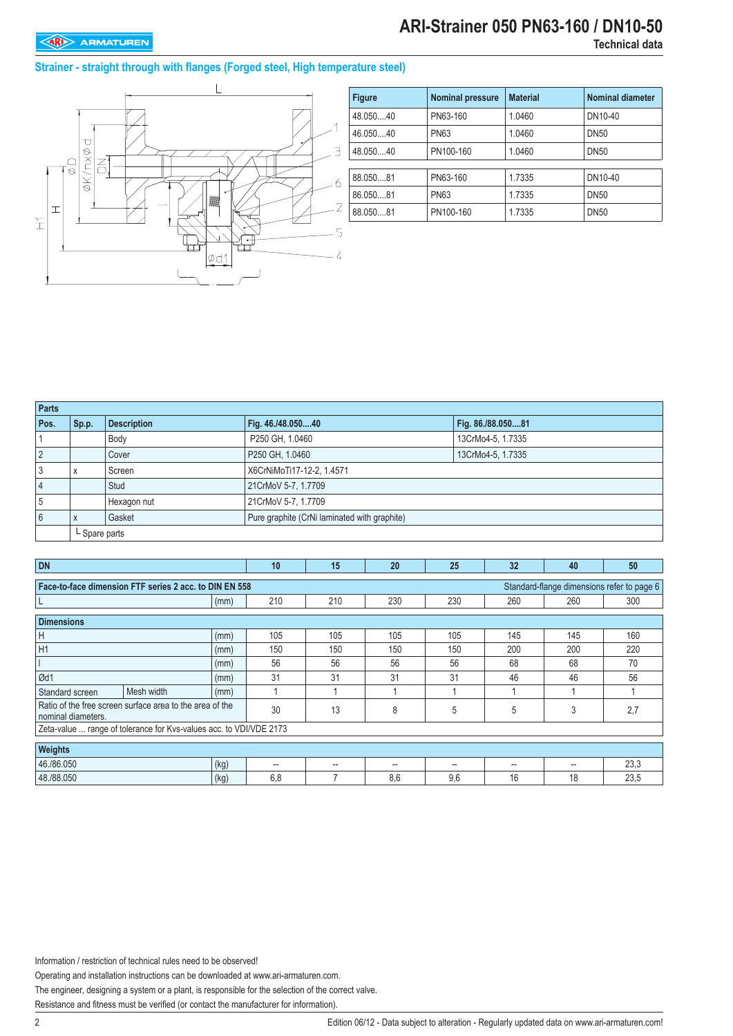# ARI-Strainer 050 PN63-160 / DN10-50

Technical data

## Strainer - straight through with flanges (Forged steel, High temperature steel)

| Figure | Nominal pressure | Material | Nominal diameter |
|---|---|---|---|
| 48.050....40 | PN63-160 | 1.0460 | DN10-40 |
| 46.050....40 | PN63 | 1.0460 | DN50 |
| 48.050....40 | PN100-160 | 1.0460 | DN50 |
| 88.050....81 | PN63-160 | 1.7335 | DN10-40 |
| 86.050....81 | PN63 | 1.7335 | DN50 |
| 88.050....81 | PN100-160 | 1.7335 | DN50 |

| Parts | | | | |
|---|---|---|---|---|
| **Pos.** | **Sp.p.** | **Description** | **Fig. 46./48.050....40** | **Fig. 86./88.050....81** |
| 1 | | Body | P250 GH, 1.0460 | 13CrMo4-5, 1.7335 |
| 2 | | Cover | P250 GH, 1.0460 | 13CrMo4-5, 1.7335 |
| 3 | x | Screen | X6CrNiMoTi17-12-2, 1.4571 | |
| 4 | | Stud | 21CrMoV 5-7, 1.7709 | |
| 5 | | Hexagon nut | 21CrMoV 5-7, 1.7709 | |
| 6 | x | Gasket | Pure graphite (CrNi laminated with graphite) | |
| | └ Spare parts | | | |

| DN | | | 10 | 15 | 20 | 25 | 32 | 40 | 50 |
|---|---|---|---|---|---|---|---|---|---|
| **Face-to-face dimension FTF series 2 acc. to DIN EN 558** | | | | | | | Standard-flange dimensions refer to page 6 | | |
| L | | (mm) | 210 | 210 | 230 | 230 | 260 | 260 | 300 |
| **Dimensions** | | | | | | | | | |
| H | | (mm) | 105 | 105 | 105 | 105 | 145 | 145 | 160 |
| H1 | | (mm) | 150 | 150 | 150 | 150 | 200 | 200 | 220 |
| l | | (mm) | 56 | 56 | 56 | 56 | 68 | 68 | 70 |
| Ød1 | | (mm) | 31 | 31 | 31 | 31 | 46 | 46 | 56 |
| Standard screen | Mesh width | (mm) | 1 | 1 | 1 | 1 | 1 | 1 | 1 |
| Ratio of the free screen surface area to the area of the nominal diameters. | | | 30 | 13 | 8 | 5 | 5 | 3 | 2,7 |
| Zeta-value ... range of tolerance for Kvs-values acc. to VDI/VDE 2173 | | | | | | | | | |
| **Weights** | | | | | | | | | |
| 46./86.050 | | (kg) | -- | -- | -- | -- | -- | -- | 23,3 |
| 48./88.050 | | (kg) | 6,8 | 7 | 8,6 | 9,6 | 16 | 18 | 23,5 |

Information / restriction of technical rules need to be observed!

Operating and installation instructions can be downloaded at www.ari-armaturen.com.

The engineer, designing a system or a plant, is responsible for the selection of the correct valve.

Resistance and fitness must be verified (or contact the manufacturer for information).

Edition 06/12 - Data subject to alteration - Regularly updated data on www.ari-armaturen.com!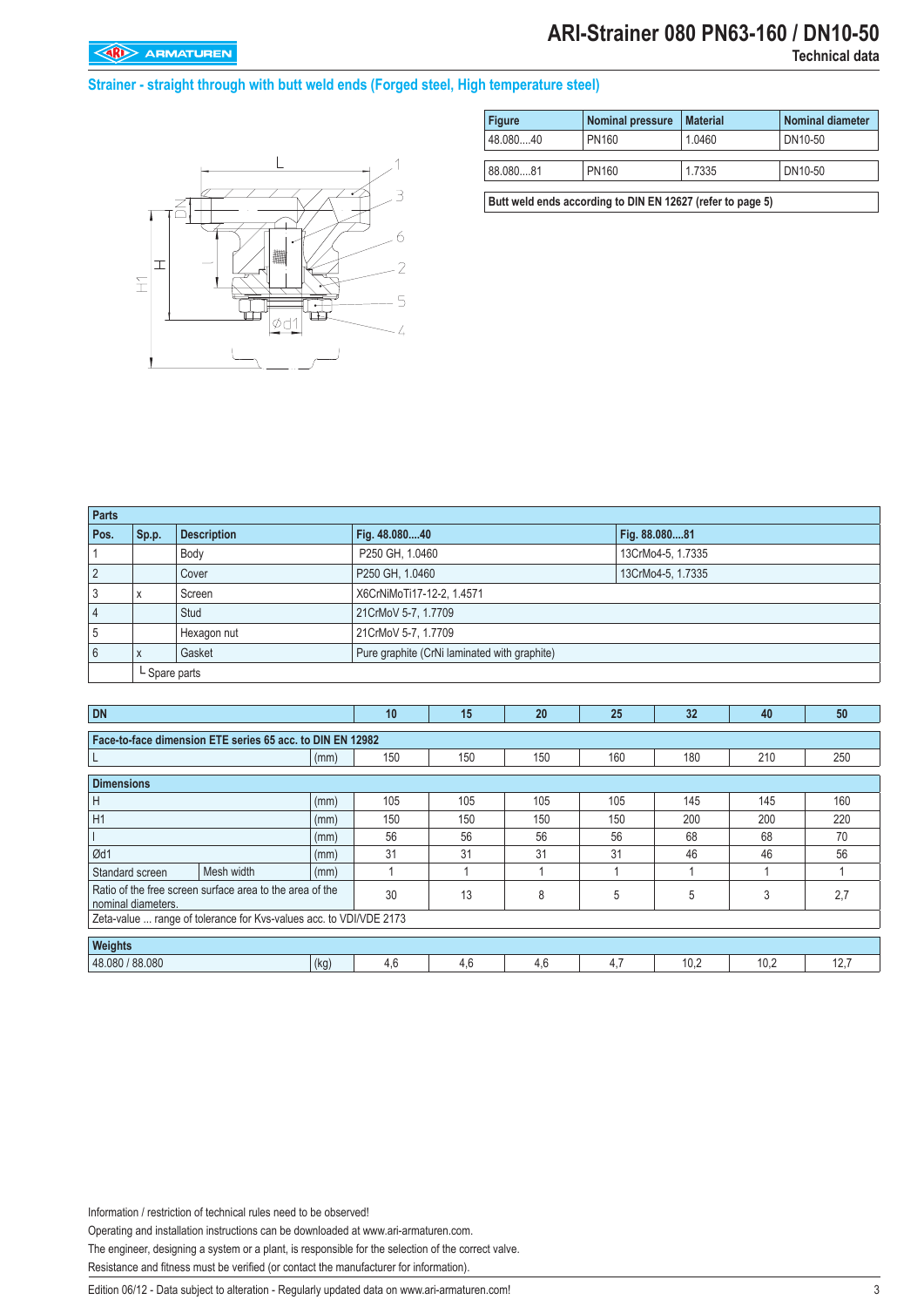## Strainer - straight through with butt weld ends (Forged steel, High temperature steel)

| Figure | Nominal pressure | Material | Nominal diameter |
|---|---|---|---|
| 48.080....40 | PN160 | 1.0460 | DN10-50 |
| 88.080....81 | PN160 | 1.7335 | DN10-50 |

Butt weld ends according to DIN EN 12627 (refer to page 5)

| Parts | | | | |
|---|---|---|---|---|
| Pos. | Sp.p. | Description | Fig. 48.080....40 | Fig. 88.080....81 |
| 1 | | Body | P250 GH, 1.0460 | 13CrMo4-5, 1.7335 |
| 2 | | Cover | P250 GH, 1.0460 | 13CrMo4-5, 1.7335 |
| 3 | x | Screen | X6CrNiMoTi17-12-2, 1.4571 | |
| 4 | | Stud | 21CrMoV 5-7, 1.7709 | |
| 5 | | Hexagon nut | 21CrMoV 5-7, 1.7709 | |
| 6 | x | Gasket | Pure graphite (CrNi laminated with graphite) | |
| | └ Spare parts | | | |

| DN | | | 10 | 15 | 20 | 25 | 32 | 40 | 50 |
|---|---|---|---|---|---|---|---|---|---|
| **Face-to-face dimension ETE series 65 acc. to DIN EN 12982** | | | | | | | | | |
| L | | (mm) | 150 | 150 | 150 | 160 | 180 | 210 | 250 |
| **Dimensions** | | | | | | | | | |
| H | | (mm) | 105 | 105 | 105 | 105 | 145 | 145 | 160 |
| H1 | | (mm) | 150 | 150 | 150 | 150 | 200 | 200 | 220 |
| l | | (mm) | 56 | 56 | 56 | 56 | 68 | 68 | 70 |
| Ød1 | | (mm) | 31 | 31 | 31 | 31 | 46 | 46 | 56 |
| Standard screen | Mesh width | (mm) | 1 | 1 | 1 | 1 | 1 | 1 | 1 |
| Ratio of the free screen surface area to the area of the nominal diameters. | | | 30 | 13 | 8 | 5 | 5 | 3 | 2,7 |
| Zeta-value ... range of tolerance for Kvs-values acc. to VDI/VDE 2173 | | | | | | | | | |
| **Weights** | | | | | | | | | |
| 48.080 / 88.080 | | (kg) | 4,6 | 4,6 | 4,6 | 4,7 | 10,2 | 10,2 | 12,7 |

Information / restriction of technical rules need to be observed!

Operating and installation instructions can be downloaded at www.ari-armaturen.com.

The engineer, designing a system or a plant, is responsible for the selection of the correct valve.

Resistance and fitness must be verified (or contact the manufacturer for information).

Edition 06/12 - Data subject to alteration - Regularly updated data on www.ari-armaturen.com!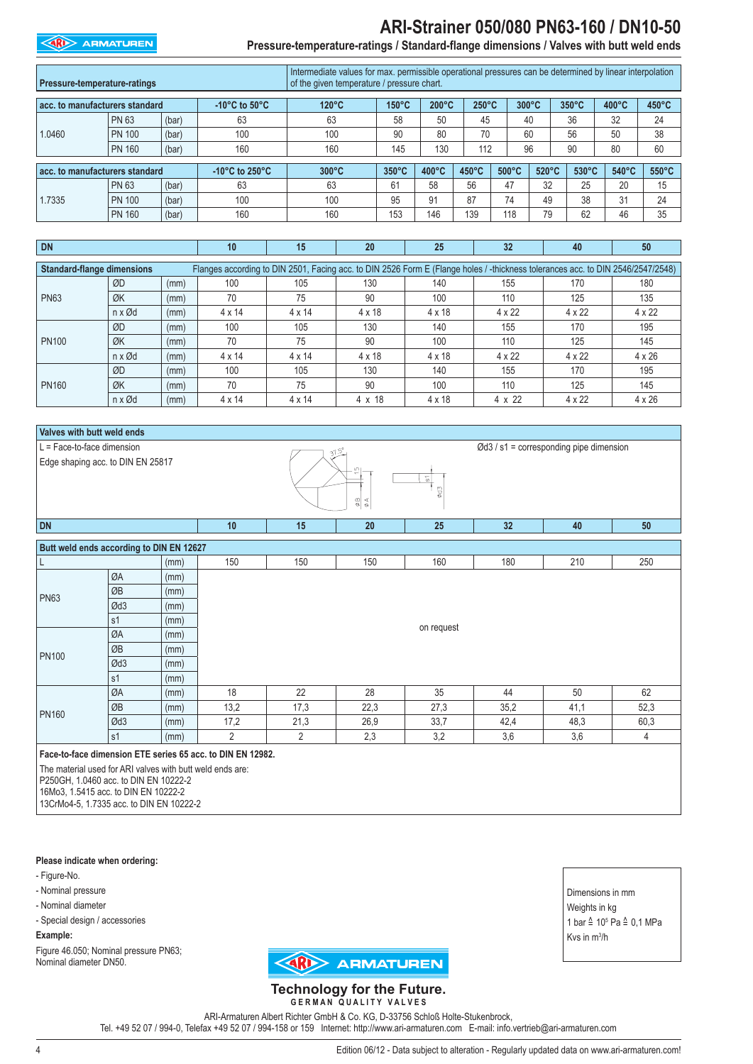# ARI-Strainer 050/080 PN63-160 / DN10-50

## Pressure-temperature-ratings / Standard-flange dimensions / Valves with butt weld ends

### Pressure-temperature-ratings

Intermediate values for max. permissible operational pressures can be determined by linear interpolation of the given temperature / pressure chart.

| acc. to manufacturers standard | | | -10°C to 50°C | 120°C | 150°C | 200°C | 250°C | 300°C | 350°C | 400°C | 450°C |
|---|---|---|---|---|---|---|---|---|---|---|---|
| 1.0460 | PN 63 | (bar) | 63 | 63 | 58 | 50 | 45 | 40 | 36 | 32 | 24 |
| | PN 100 | (bar) | 100 | 100 | 90 | 80 | 70 | 60 | 56 | 50 | 38 |
| | PN 160 | (bar) | 160 | 160 | 145 | 130 | 112 | 96 | 90 | 80 | 60 |

| acc. to manufacturers standard | | | -10°C to 250°C | 300°C | 350°C | 400°C | 450°C | 500°C | 520°C | 530°C | 540°C | 550°C |
|---|---|---|---|---|---|---|---|---|---|---|---|---|
| 1.7335 | PN 63 | (bar) | 63 | 63 | 61 | 58 | 56 | 47 | 32 | 25 | 20 | 15 |
| | PN 100 | (bar) | 100 | 100 | 95 | 91 | 87 | 74 | 49 | 38 | 31 | 24 |
| | PN 160 | (bar) | 160 | 160 | 153 | 146 | 139 | 118 | 79 | 62 | 46 | 35 |

### Standard-flange dimensions

Flanges according to DIN 2501, Facing acc. to DIN 2526 Form E (Flange holes / -thickness tolerances acc. to DIN 2546/2547/2548)

| DN | | | 10 | 15 | 20 | 25 | 32 | 40 | 50 |
|---|---|---|---|---|---|---|---|---|---|
| PN63 | ØD | (mm) | 100 | 105 | 130 | 140 | 155 | 170 | 180 |
| | ØK | (mm) | 70 | 75 | 90 | 100 | 110 | 125 | 135 |
| | n x Ød | (mm) | 4 x 14 | 4 x 14 | 4 x 18 | 4 x 18 | 4 x 22 | 4 x 22 | 4 x 22 |
| PN100 | ØD | (mm) | 100 | 105 | 130 | 140 | 155 | 170 | 195 |
| | ØK | (mm) | 70 | 75 | 90 | 100 | 110 | 125 | 145 |
| | n x Ød | (mm) | 4 x 14 | 4 x 14 | 4 x 18 | 4 x 18 | 4 x 22 | 4 x 22 | 4 x 26 |
| PN160 | ØD | (mm) | 100 | 105 | 130 | 140 | 155 | 170 | 195 |
| | ØK | (mm) | 70 | 75 | 90 | 100 | 110 | 125 | 145 |
| | n x Ød | (mm) | 4 x 14 | 4 x 14 | 4 x 18 | 4 x 18 | 4 x 22 | 4 x 22 | 4 x 26 |

### Valves with butt weld ends

L = Face-to-face dimension

Edge shaping acc. to DIN EN 25817

Ød3 / s1 = corresponding pipe dimension

37,5°
1,5
ØB
ØA
s1
Ød3

**Butt weld ends according to DIN EN 12627**

| DN | | | 10 | 15 | 20 | 25 | 32 | 40 | 50 |
|---|---|---|---|---|---|---|---|---|---|
| L | | (mm) | 150 | 150 | 150 | 160 | 180 | 210 | 250 |
| PN63 | ØA | (mm) | on request | | | | | | |
| | ØB | (mm) | on request | | | | | | |
| | Ød3 | (mm) | on request | | | | | | |
| | s1 | (mm) | on request | | | | | | |
| PN100 | ØA | (mm) | on request | | | | | | |
| | ØB | (mm) | on request | | | | | | |
| | Ød3 | (mm) | on request | | | | | | |
| | s1 | (mm) | on request | | | | | | |
| PN160 | ØA | (mm) | 18 | 22 | 28 | 35 | 44 | 50 | 62 |
| | ØB | (mm) | 13,2 | 17,3 | 22,3 | 27,3 | 35,2 | 41,1 | 52,3 |
| | Ød3 | (mm) | 17,2 | 21,3 | 26,9 | 33,7 | 42,4 | 48,3 | 60,3 |
| | s1 | (mm) | 2 | 2 | 2,3 | 3,2 | 3,6 | 3,6 | 4 |

**Face-to-face dimension ETE series 65 acc. to DIN EN 12982.**

The material used for ARI valves with butt weld ends are:
P250GH, 1.0460 acc. to DIN EN 10222-2
16Mo3, 1.5415 acc. to DIN EN 10222-2
13CrMo4-5, 1.7335 acc. to DIN EN 10222-2

**Please indicate when ordering:**

- Figure-No.
- Nominal pressure
- Nominal diameter
- Special design / accessories

**Example:**

Figure 46.050; Nominal pressure PN63; Nominal diameter DN50.

Dimensions in mm
Weights in kg
1 bar ≙ $10^5$ Pa ≙ 0,1 MPa
Kvs in $m^3$/h

ARI ARMATUREN

**Technology for the Future.**
GERMAN QUALITY VALVES

ARI-Armaturen Albert Richter GmbH & Co. KG, D-33756 Schloß Holte-Stukenbrock,
Tel. +49 52 07 / 994-0, Telefax +49 52 07 / 994-158 or 159 Internet: http://www.ari-armaturen.com E-mail: info.vertrieb@ari-armaturen.com

Edition 06/12 - Data subject to alteration - Regularly updated data on www.ari-armaturen.com!